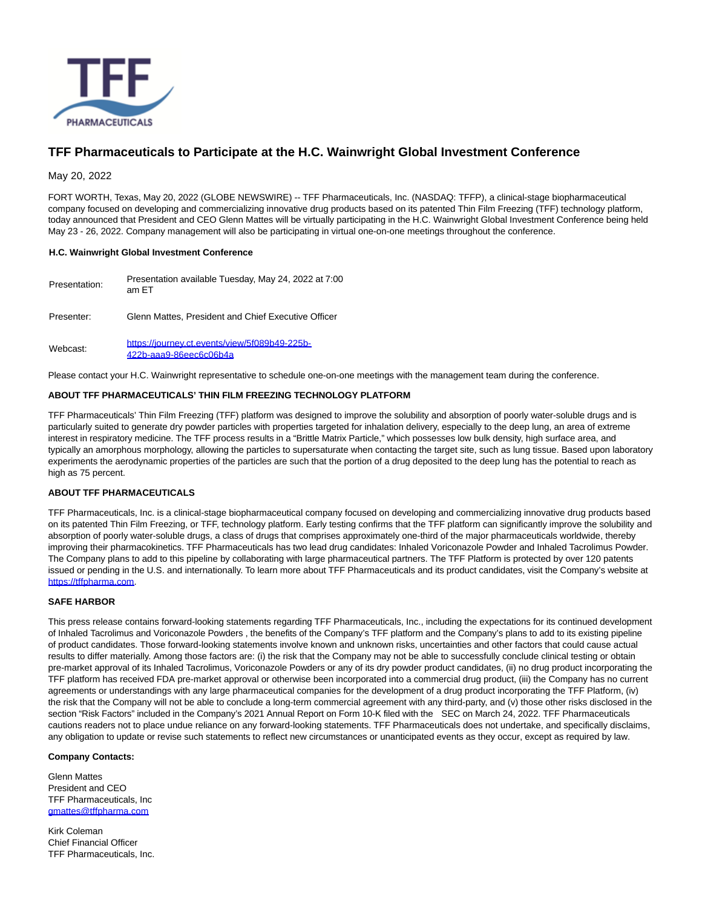# TFF Pharmaceuticals to Participate at the H.C. Wainwright Global Investment Conference

May 20, 2022

FORT WORTH, Texas, May 20, 2022 (GLOBE NEWSWIRE) -- TFF Pharmaceuticals, Inc. (NASDAQ: TFFP), a clinical-stage biopharmaceutical company focused on developing and commercializing innovative drug products based on its patented Thin Film Freezing (TFF) technology platform, today announced that President and CEO Glenn Mattes will be virtually participating in the H.C. Wainwright Global Investment Conference being held May 23 - 26, 2022. Company management will also be participating in virtual one-on-one meetings throughout the conference.

**H.C. Wainwright Global Investment Conference**

| | |
|---|---|
| Presentation: | Presentation available Tuesday, May 24, 2022 at 7:00 am ET |
| Presenter: | Glenn Mattes, President and Chief Executive Officer |
| Webcast: | https://journey.ct.events/view/5f089b49-225b-422b-aaa9-86eec6c06b4a |

Please contact your H.C. Wainwright representative to schedule one-on-one meetings with the management team during the conference.

**ABOUT TFF PHARMACEUTICALS' THIN FILM FREEZING TECHNOLOGY PLATFORM**

TFF Pharmaceuticals' Thin Film Freezing (TFF) platform was designed to improve the solubility and absorption of poorly water-soluble drugs and is particularly suited to generate dry powder particles with properties targeted for inhalation delivery, especially to the deep lung, an area of extreme interest in respiratory medicine. The TFF process results in a "Brittle Matrix Particle," which possesses low bulk density, high surface area, and typically an amorphous morphology, allowing the particles to supersaturate when contacting the target site, such as lung tissue. Based upon laboratory experiments the aerodynamic properties of the particles are such that the portion of a drug deposited to the deep lung has the potential to reach as high as 75 percent.

**ABOUT TFF PHARMACEUTICALS**

TFF Pharmaceuticals, Inc. is a clinical-stage biopharmaceutical company focused on developing and commercializing innovative drug products based on its patented Thin Film Freezing, or TFF, technology platform. Early testing confirms that the TFF platform can significantly improve the solubility and absorption of poorly water-soluble drugs, a class of drugs that comprises approximately one-third of the major pharmaceuticals worldwide, thereby improving their pharmacokinetics. TFF Pharmaceuticals has two lead drug candidates: Inhaled Voriconazole Powder and Inhaled Tacrolimus Powder. The Company plans to add to this pipeline by collaborating with large pharmaceutical partners. The TFF Platform is protected by over 120 patents issued or pending in the U.S. and internationally. To learn more about TFF Pharmaceuticals and its product candidates, visit the Company's website at https://tffpharma.com.

**SAFE HARBOR**

This press release contains forward-looking statements regarding TFF Pharmaceuticals, Inc., including the expectations for its continued development of Inhaled Tacrolimus and Voriconazole Powders , the benefits of the Company's TFF platform and the Company's plans to add to its existing pipeline of product candidates. Those forward-looking statements involve known and unknown risks, uncertainties and other factors that could cause actual results to differ materially. Among those factors are: (i) the risk that the Company may not be able to successfully conclude clinical testing or obtain pre-market approval of its Inhaled Tacrolimus, Voriconazole Powders or any of its dry powder product candidates, (ii) no drug product incorporating the TFF platform has received FDA pre-market approval or otherwise been incorporated into a commercial drug product, (iii) the Company has no current agreements or understandings with any large pharmaceutical companies for the development of a drug product incorporating the TFF Platform, (iv) the risk that the Company will not be able to conclude a long-term commercial agreement with any third-party, and (v) those other risks disclosed in the section "Risk Factors" included in the Company's 2021 Annual Report on Form 10-K filed with the SEC on March 24, 2022. TFF Pharmaceuticals cautions readers not to place undue reliance on any forward-looking statements. TFF Pharmaceuticals does not undertake, and specifically disclaims, any obligation to update or revise such statements to reflect new circumstances or unanticipated events as they occur, except as required by law.

**Company Contacts:**

Glenn Mattes
President and CEO
TFF Pharmaceuticals, Inc
gmattes@tffpharma.com

Kirk Coleman
Chief Financial Officer
TFF Pharmaceuticals, Inc.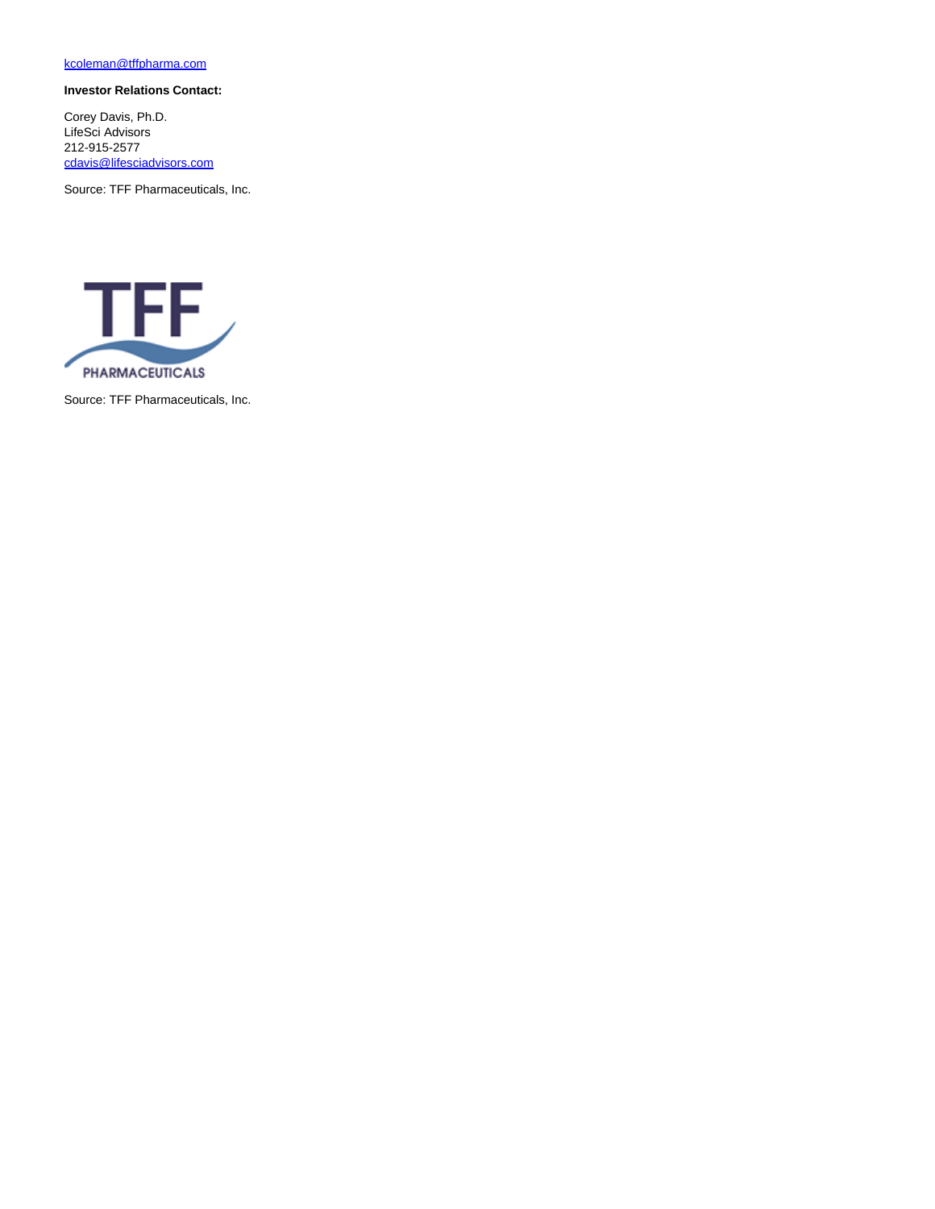kcoleman@tffpharma.com

**Investor Relations Contact:**

Corey Davis, Ph.D.
LifeSci Advisors
212-915-2577
cdavis@lifesciadvisors.com

Source: TFF Pharmaceuticals, Inc.

TFF
PHARMACEUTICALS

Source: TFF Pharmaceuticals, Inc.